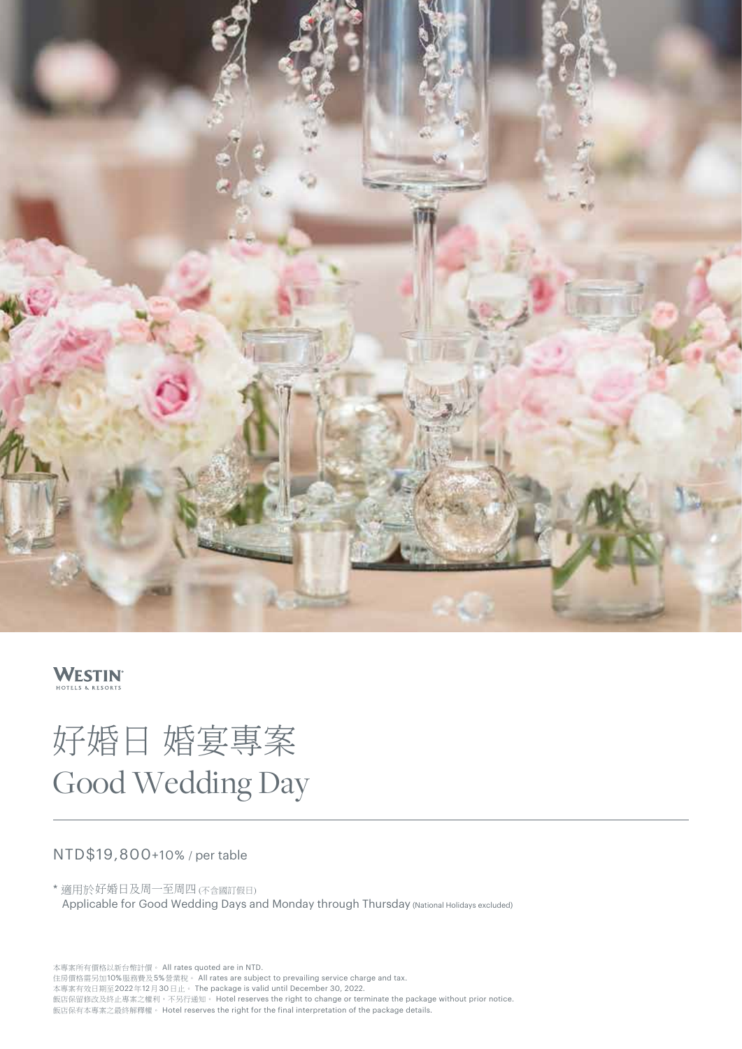WESTIN
HOTELS & RESORTS

# 好婚日 婚宴專案
# Good Wedding Day

NTD$19,800+10% / per table

\* 適用於好婚日及周一至周四 (不含國訂假日)
Applicable for Good Wedding Days and Monday through Thursday (National Holidays excluded)

本專案所有價格以新台幣計價。 All rates quoted are in NTD.
住房價格需另加10%服務費及5%營業稅。 All rates are subject to prevailing service charge and tax.
本專案有效日期至2022年12月30日止。 The package is valid until December 30, 2022.
飯店保留修改及終止專案之權利，不另行通知。 Hotel reserves the right to change or terminate the package without prior notice.
飯店保有本專案之最終解釋權。 Hotel reserves the right for the final interpretation of the package details.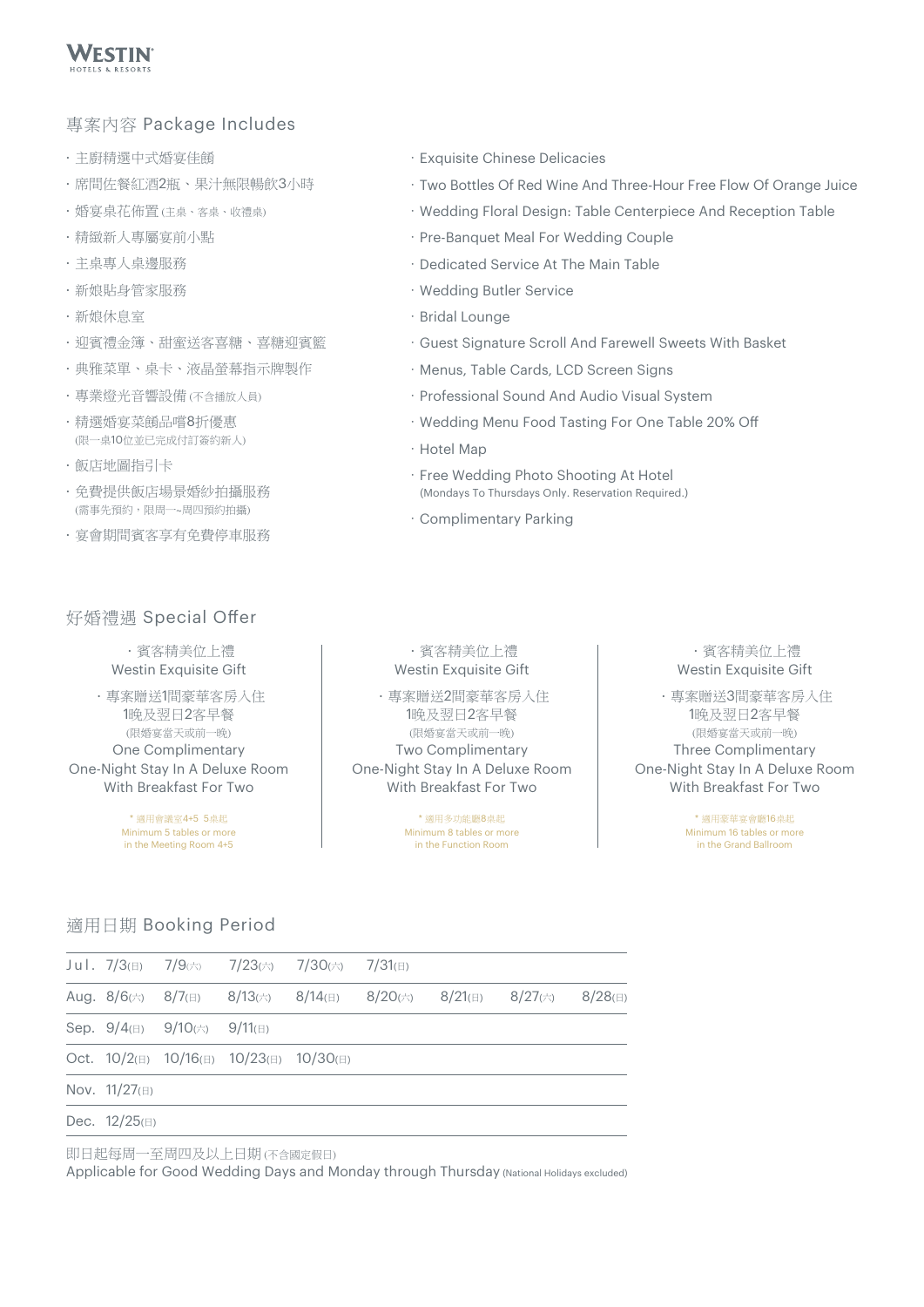WESTIN
HOTELS & RESORTS

## 專案內容 Package Includes

- 主廚精選中式婚宴佳餚
- 席間佐餐紅酒2瓶、果汁無限暢飲3小時
- 婚宴桌花佈置(主桌、客桌、收禮桌)
- 精緻新人專屬宴前小點
- 主桌專人桌邊服務
- 新娘貼身管家服務
- 新娘休息室
- 迎賓禮金簿、甜蜜送客喜糖、喜糖迎賓籃
- 典雅菜單、桌卡、液晶螢幕指示牌製作
- 專業燈光音響設備(不含播放人員)
- 精選婚宴菜餚品嚐8折優惠
  (限一桌10位並已完成付訂簽約新人)
- 飯店地圖指引卡
- 免費提供飯店場景婚紗拍攝服務
  (需事先預約，限周一~周四預約拍攝)
- 宴會期間賓客享有免費停車服務

- Exquisite Chinese Delicacies
- Two Bottles Of Red Wine And Three-Hour Free Flow Of Orange Juice
- Wedding Floral Design: Table Centerpiece And Reception Table
- Pre-Banquet Meal For Wedding Couple
- Dedicated Service At The Main Table
- Wedding Butler Service
- Bridal Lounge
- Guest Signature Scroll And Farewell Sweets With Basket
- Menus, Table Cards, LCD Screen Signs
- Professional Sound And Audio Visual System
- Wedding Menu Food Tasting For One Table 20% Off
- Hotel Map
- Free Wedding Photo Shooting At Hotel
  (Mondays To Thursdays Only. Reservation Required.)
- Complimentary Parking

## 好婚禮遇 Special Offer

- 賓客精美位上禮
  Westin Exquisite Gift
- 專案贈送1間豪華客房入住
  1晚及翌日2客早餐
  (限婚宴當天或前一晚)
  One Complimentary
  One-Night Stay In A Deluxe Room
  With Breakfast For Two

  \* 適用會議室4+5 5桌起
  Minimum 5 tables or more
  in the Meeting Room 4+5

- 賓客精美位上禮
  Westin Exquisite Gift
- 專案贈送2間豪華客房入住
  1晚及翌日2客早餐
  (限婚宴當天或前一晚)
  Two Complimentary
  One-Night Stay In A Deluxe Room
  With Breakfast For Two

  \* 適用多功能廳8桌起
  Minimum 8 tables or more
  in the Function Room

- 賓客精美位上禮
  Westin Exquisite Gift
- 專案贈送3間豪華客房入住
  1晚及翌日2客早餐
  (限婚宴當天或前一晚)
  Three Complimentary
  One-Night Stay In A Deluxe Room
  With Breakfast For Two

  \* 適用豪華宴會廳16桌起
  Minimum 16 tables or more
  in the Grand Ballroom

## 適用日期 Booking Period

| | | | | | | | | |
|---|---|---|---|---|---|---|---|---|
| Jul. | 7/3(日) | 7/9(六) | 7/23(六) | 7/30(六) | 7/31(日) | | | |
| Aug. | 8/6(六) | 8/7(日) | 8/13(六) | 8/14(日) | 8/20(六) | 8/21(日) | 8/27(六) | 8/28(日) |
| Sep. | 9/4(日) | 9/10(六) | 9/11(日) | | | | | |
| Oct. | 10/2(日) | 10/16(日) | 10/23(日) | 10/30(日) | | | | |
| Nov. | 11/27(日) | | | | | | | |
| Dec. | 12/25(日) | | | | | | | |

即日起每周一至周四及以上日期(不含國定假日)
Applicable for Good Wedding Days and Monday through Thursday (National Holidays excluded)